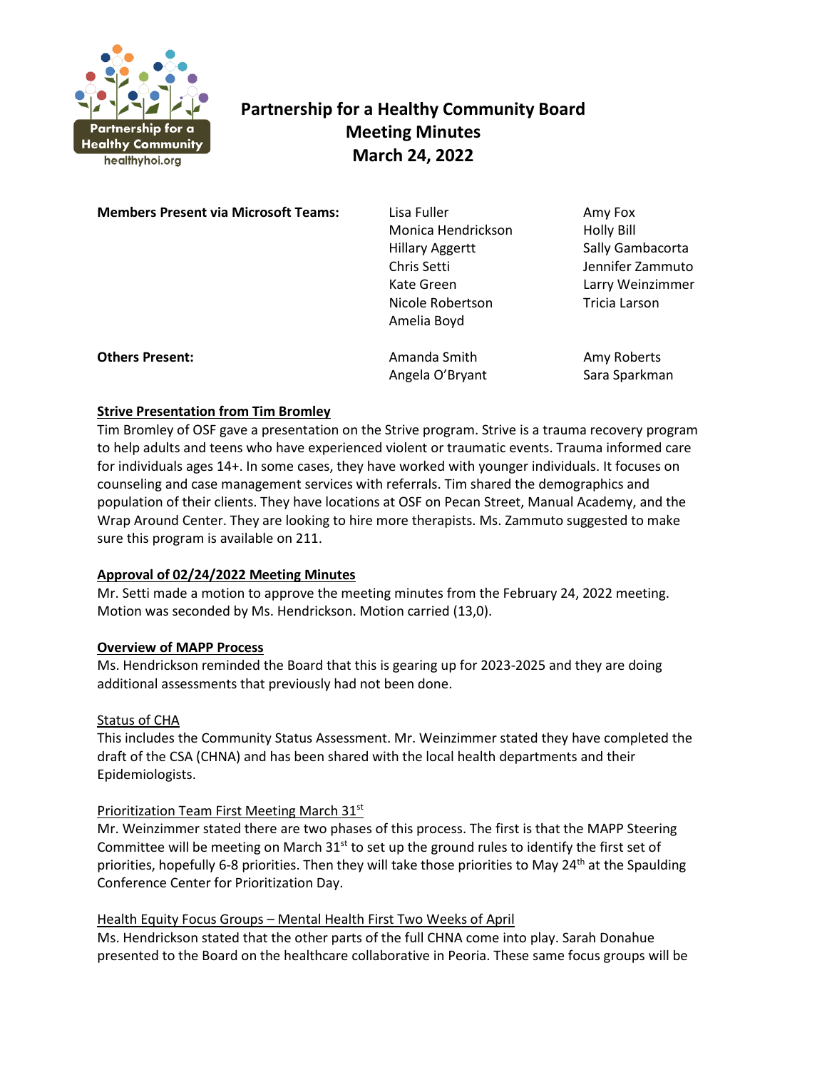# Partnership for a Healthy Community Board
# Meeting Minutes
# March 24, 2022

| **Members Present via Microsoft Teams:** | Lisa Fuller | Amy Fox |
|---|---|---|
| | Monica Hendrickson | Holly Bill |
| | Hillary Aggertt | Sally Gambacorta |
| | Chris Setti | Jennifer Zammuto |
| | Kate Green | Larry Weinzimmer |
| | Nicole Robertson | Tricia Larson |
| | Amelia Boyd | |
| **Others Present:** | Amanda Smith | Amy Roberts |
| | Angela O'Bryant | Sara Sparkman |

## Strive Presentation from Tim Bromley

Tim Bromley of OSF gave a presentation on the Strive program. Strive is a trauma recovery program to help adults and teens who have experienced violent or traumatic events. Trauma informed care for individuals ages 14+. In some cases, they have worked with younger individuals. It focuses on counseling and case management services with referrals. Tim shared the demographics and population of their clients. They have locations at OSF on Pecan Street, Manual Academy, and the Wrap Around Center. They are looking to hire more therapists. Ms. Zammuto suggested to make sure this program is available on 211.

## Approval of 02/24/2022 Meeting Minutes

Mr. Setti made a motion to approve the meeting minutes from the February 24, 2022 meeting. Motion was seconded by Ms. Hendrickson. Motion carried (13,0).

## Overview of MAPP Process

Ms. Hendrickson reminded the Board that this is gearing up for 2023-2025 and they are doing additional assessments that previously had not been done.

### Status of CHA

This includes the Community Status Assessment. Mr. Weinzimmer stated they have completed the draft of the CSA (CHNA) and has been shared with the local health departments and their Epidemiologists.

### Prioritization Team First Meeting March 31st

Mr. Weinzimmer stated there are two phases of this process. The first is that the MAPP Steering Committee will be meeting on March 31st to set up the ground rules to identify the first set of priorities, hopefully 6-8 priorities. Then they will take those priorities to May 24th at the Spaulding Conference Center for Prioritization Day.

### Health Equity Focus Groups – Mental Health First Two Weeks of April

Ms. Hendrickson stated that the other parts of the full CHNA come into play. Sarah Donahue presented to the Board on the healthcare collaborative in Peoria. These same focus groups will be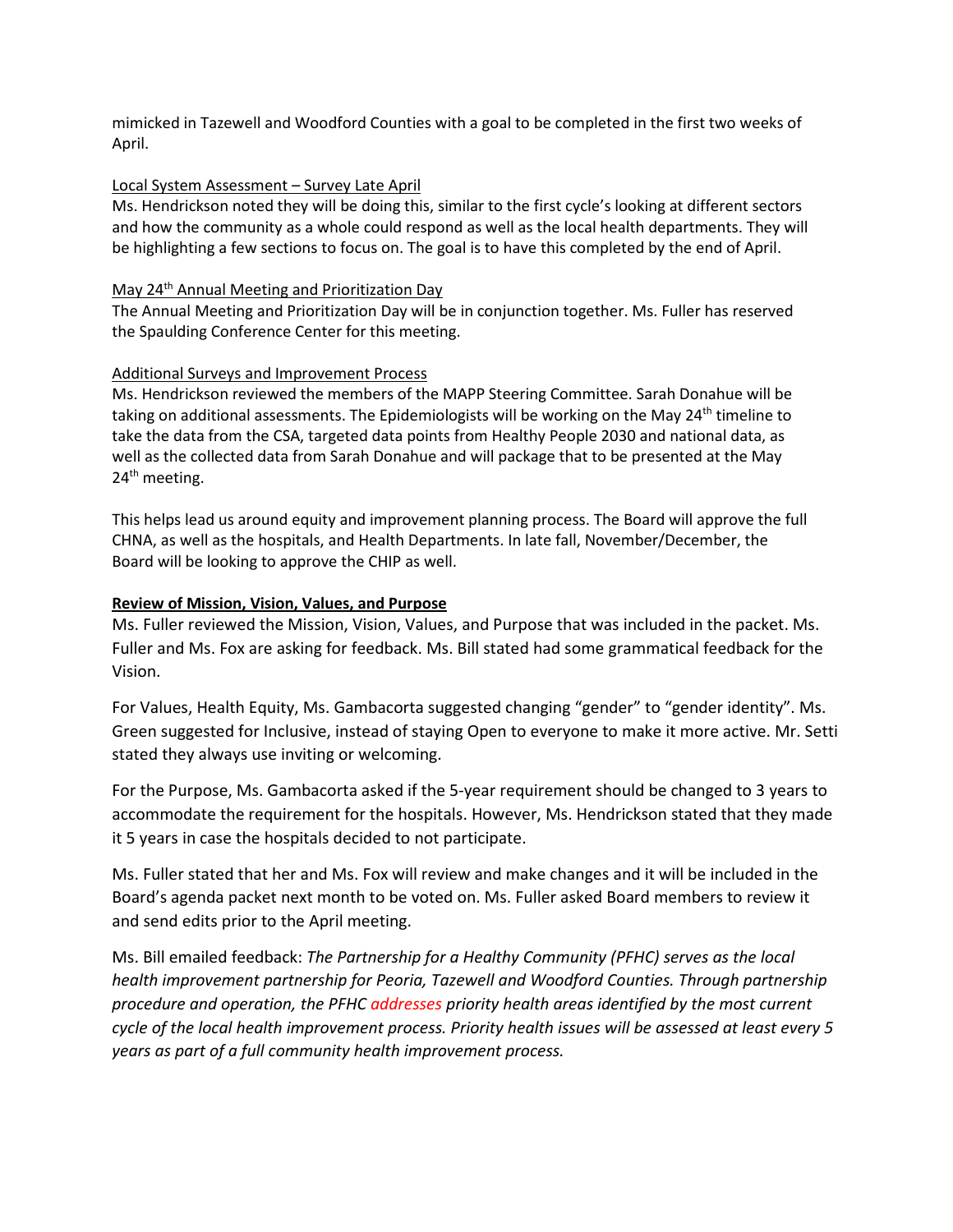mimicked in Tazewell and Woodford Counties with a goal to be completed in the first two weeks of April.

Local System Assessment – Survey Late April

Ms. Hendrickson noted they will be doing this, similar to the first cycle's looking at different sectors and how the community as a whole could respond as well as the local health departments. They will be highlighting a few sections to focus on. The goal is to have this completed by the end of April.

May 24th Annual Meeting and Prioritization Day

The Annual Meeting and Prioritization Day will be in conjunction together. Ms. Fuller has reserved the Spaulding Conference Center for this meeting.

Additional Surveys and Improvement Process

Ms. Hendrickson reviewed the members of the MAPP Steering Committee. Sarah Donahue will be taking on additional assessments. The Epidemiologists will be working on the May 24th timeline to take the data from the CSA, targeted data points from Healthy People 2030 and national data, as well as the collected data from Sarah Donahue and will package that to be presented at the May 24th meeting.

This helps lead us around equity and improvement planning process. The Board will approve the full CHNA, as well as the hospitals, and Health Departments. In late fall, November/December, the Board will be looking to approve the CHIP as well.

**Review of Mission, Vision, Values, and Purpose**

Ms. Fuller reviewed the Mission, Vision, Values, and Purpose that was included in the packet. Ms. Fuller and Ms. Fox are asking for feedback. Ms. Bill stated had some grammatical feedback for the Vision.

For Values, Health Equity, Ms. Gambacorta suggested changing "gender" to "gender identity". Ms. Green suggested for Inclusive, instead of staying Open to everyone to make it more active. Mr. Setti stated they always use inviting or welcoming.

For the Purpose, Ms. Gambacorta asked if the 5-year requirement should be changed to 3 years to accommodate the requirement for the hospitals. However, Ms. Hendrickson stated that they made it 5 years in case the hospitals decided to not participate.

Ms. Fuller stated that her and Ms. Fox will review and make changes and it will be included in the Board's agenda packet next month to be voted on. Ms. Fuller asked Board members to review it and send edits prior to the April meeting.

Ms. Bill emailed feedback: *The Partnership for a Healthy Community (PFHC) serves as the local health improvement partnership for Peoria, Tazewell and Woodford Counties. Through partnership procedure and operation, the PFHC addresses priority health areas identified by the most current cycle of the local health improvement process. Priority health issues will be assessed at least every 5 years as part of a full community health improvement process.*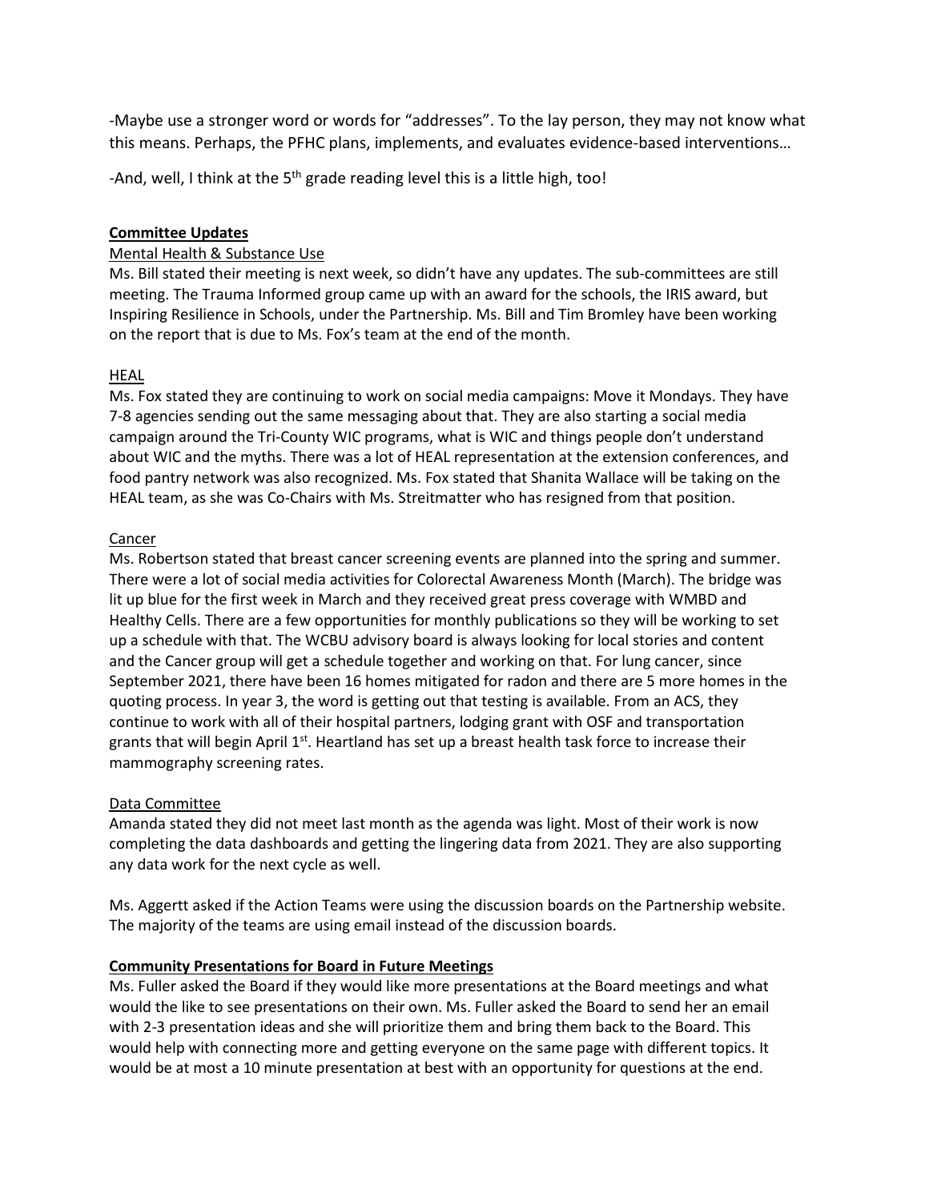-Maybe use a stronger word or words for "addresses". To the lay person, they may not know what this means. Perhaps, the PFHC plans, implements, and evaluates evidence-based interventions…

-And, well, I think at the 5th grade reading level this is a little high, too!

**Committee Updates**

Mental Health & Substance Use

Ms. Bill stated their meeting is next week, so didn't have any updates. The sub-committees are still meeting. The Trauma Informed group came up with an award for the schools, the IRIS award, but Inspiring Resilience in Schools, under the Partnership. Ms. Bill and Tim Bromley have been working on the report that is due to Ms. Fox's team at the end of the month.

HEAL

Ms. Fox stated they are continuing to work on social media campaigns: Move it Mondays. They have 7-8 agencies sending out the same messaging about that. They are also starting a social media campaign around the Tri-County WIC programs, what is WIC and things people don't understand about WIC and the myths. There was a lot of HEAL representation at the extension conferences, and food pantry network was also recognized. Ms. Fox stated that Shanita Wallace will be taking on the HEAL team, as she was Co-Chairs with Ms. Streitmatter who has resigned from that position.

Cancer

Ms. Robertson stated that breast cancer screening events are planned into the spring and summer. There were a lot of social media activities for Colorectal Awareness Month (March). The bridge was lit up blue for the first week in March and they received great press coverage with WMBD and Healthy Cells. There are a few opportunities for monthly publications so they will be working to set up a schedule with that. The WCBU advisory board is always looking for local stories and content and the Cancer group will get a schedule together and working on that. For lung cancer, since September 2021, there have been 16 homes mitigated for radon and there are 5 more homes in the quoting process. In year 3, the word is getting out that testing is available. From an ACS, they continue to work with all of their hospital partners, lodging grant with OSF and transportation grants that will begin April 1st. Heartland has set up a breast health task force to increase their mammography screening rates.

Data Committee

Amanda stated they did not meet last month as the agenda was light. Most of their work is now completing the data dashboards and getting the lingering data from 2021. They are also supporting any data work for the next cycle as well.

Ms. Aggertt asked if the Action Teams were using the discussion boards on the Partnership website. The majority of the teams are using email instead of the discussion boards.

**Community Presentations for Board in Future Meetings**

Ms. Fuller asked the Board if they would like more presentations at the Board meetings and what would the like to see presentations on their own. Ms. Fuller asked the Board to send her an email with 2-3 presentation ideas and she will prioritize them and bring them back to the Board. This would help with connecting more and getting everyone on the same page with different topics. It would be at most a 10 minute presentation at best with an opportunity for questions at the end.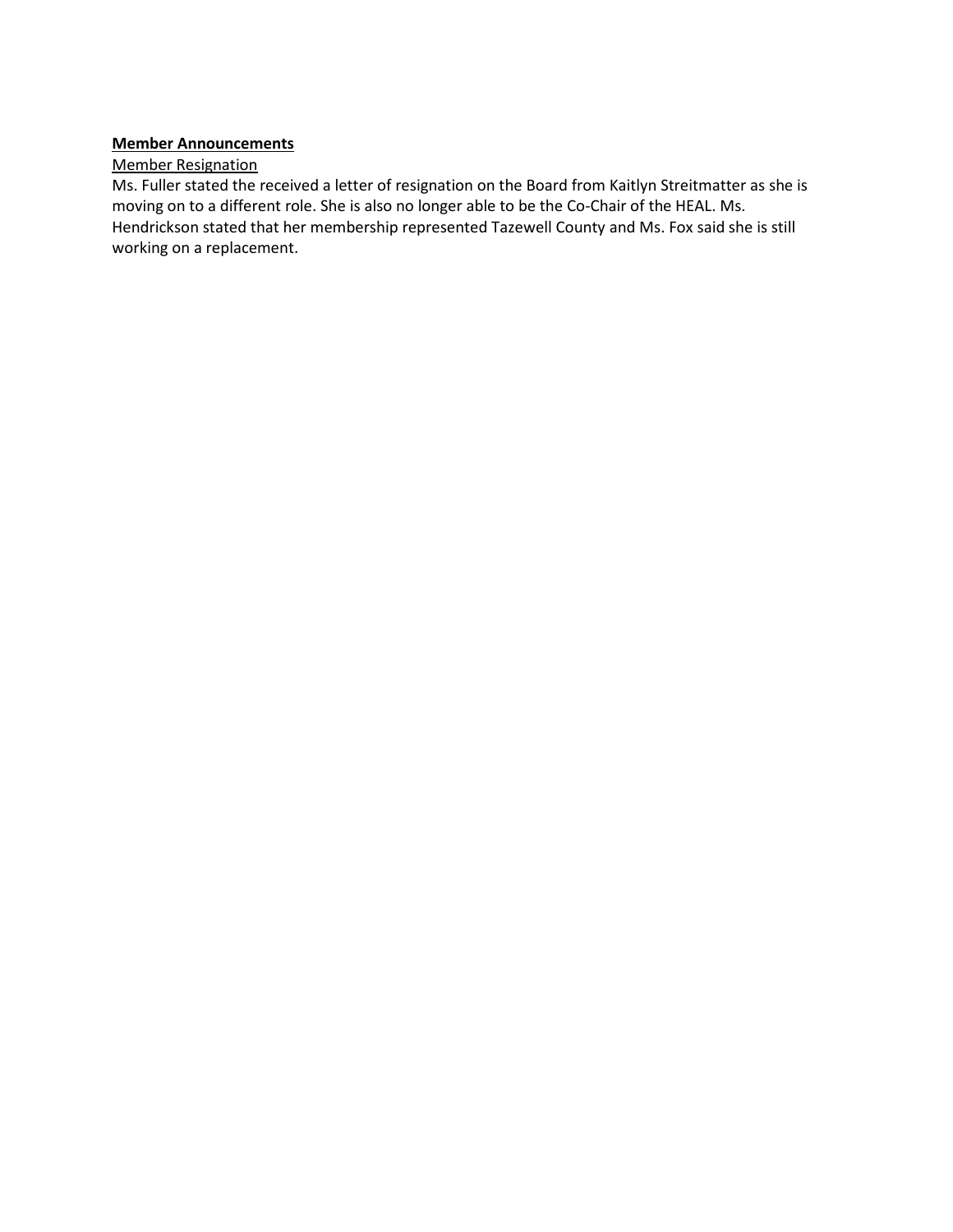**Member Announcements**

Member Resignation

Ms. Fuller stated the received a letter of resignation on the Board from Kaitlyn Streitmatter as she is moving on to a different role. She is also no longer able to be the Co-Chair of the HEAL. Ms. Hendrickson stated that her membership represented Tazewell County and Ms. Fox said she is still working on a replacement.